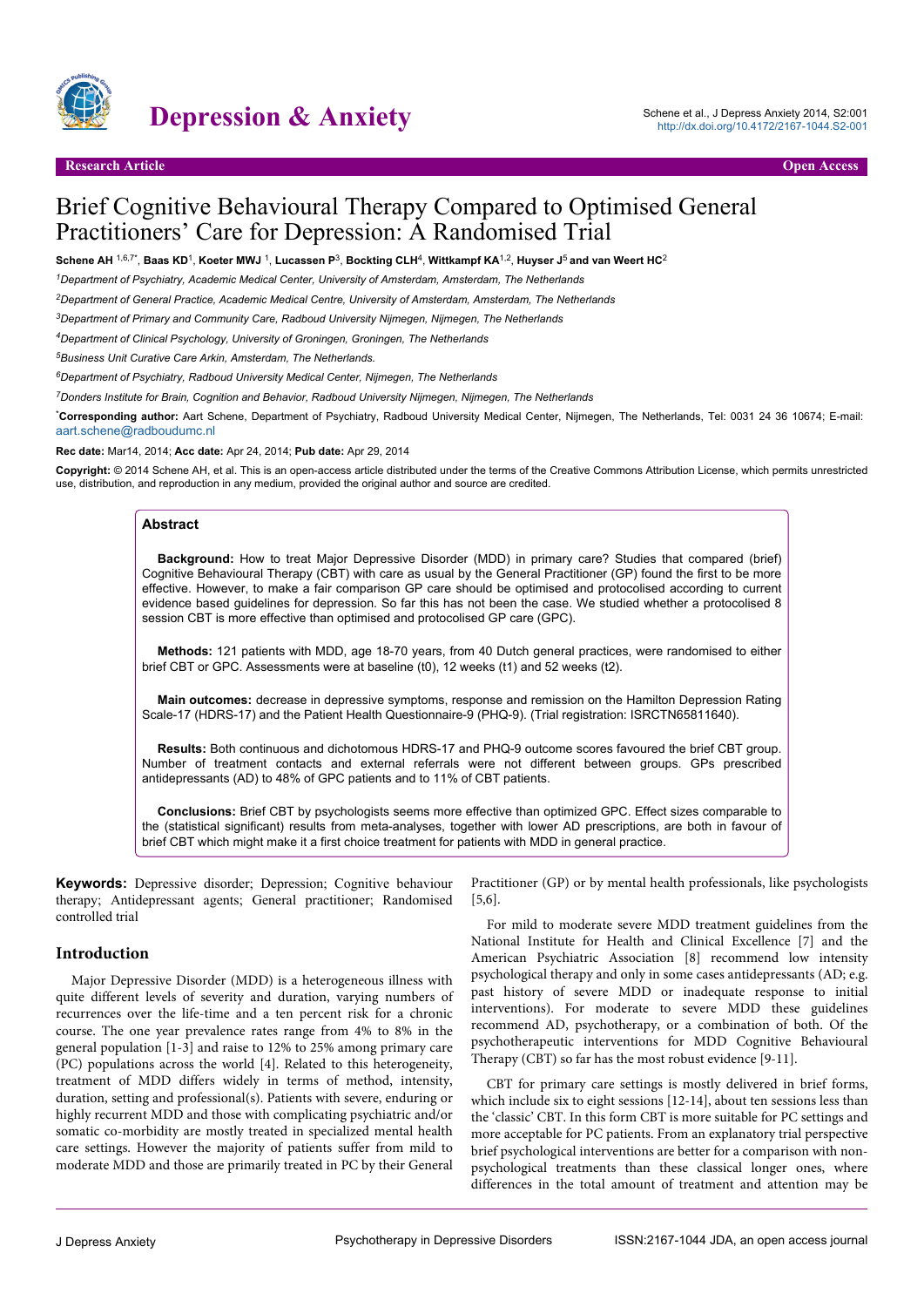# Brief Cognitive Behavioural Therapy Compared to Optimised General Practitioners' Care for Depression: A Randomised Trial

**Schene AH** [1,6,7*], **Baas KD**[1], **Koeter MWJ** [1], **Lucassen P**[3], **Bockting CLH**[4], **Wittkampf KA**[1,2], **Huyser J**[5] **and van Weert HC**[2]

[1]*Department of Psychiatry, Academic Medical Center, University of Amsterdam, Amsterdam, The Netherlands*

[2]*Department of General Practice, Academic Medical Centre, University of Amsterdam, Amsterdam, The Netherlands*

[3]*Department of Primary and Community Care, Radboud University Nijmegen, Nijmegen, The Netherlands*

[4]*Department of Clinical Psychology, University of Groningen, Groningen, The Netherlands*

[5]*Business Unit Curative Care Arkin, Amsterdam, The Netherlands.*

[6]*Department of Psychiatry, Radboud University Medical Center, Nijmegen, The Netherlands*

[7]*Donders Institute for Brain, Cognition and Behavior, Radboud University Nijmegen, Nijmegen, The Netherlands*

*__Corresponding author:__ Aart Schene, Department of Psychiatry, Radboud University Medical Center, Nijmegen, The Netherlands, Tel: 0031 24 36 10674; E-mail: aart.schene@radboudumc.nl

**Rec date:** Mar14, 2014; **Acc date:** Apr 24, 2014; **Pub date:** Apr 29, 2014

**Copyright:** © 2014 Schene AH, et al. This is an open-access article distributed under the terms of the Creative Commons Attribution License, which permits unrestricted use, distribution, and reproduction in any medium, provided the original author and source are credited.

## Abstract

**Background:** How to treat Major Depressive Disorder (MDD) in primary care? Studies that compared (brief) Cognitive Behavioural Therapy (CBT) with care as usual by the General Practitioner (GP) found the first to be more effective. However, to make a fair comparison GP care should be optimised and protocolised according to current evidence based guidelines for depression. So far this has not been the case. We studied whether a protocolised 8 session CBT is more effective than optimised and protocolised GP care (GPC).

**Methods:** 121 patients with MDD, age 18-70 years, from 40 Dutch general practices, were randomised to either brief CBT or GPC. Assessments were at baseline (t0), 12 weeks (t1) and 52 weeks (t2).

**Main outcomes:** decrease in depressive symptoms, response and remission on the Hamilton Depression Rating Scale-17 (HDRS-17) and the Patient Health Questionnaire-9 (PHQ-9). (Trial registration: ISRCTN65811640).

**Results:** Both continuous and dichotomous HDRS-17 and PHQ-9 outcome scores favoured the brief CBT group. Number of treatment contacts and external referrals were not different between groups. GPs prescribed antidepressants (AD) to 48% of GPC patients and to 11% of CBT patients.

**Conclusions:** Brief CBT by psychologists seems more effective than optimized GPC. Effect sizes comparable to the (statistical significant) results from meta-analyses, together with lower AD prescriptions, are both in favour of brief CBT which might make it a first choice treatment for patients with MDD in general practice.

**Keywords:** Depressive disorder; Depression; Cognitive behaviour therapy; Antidepressant agents; General practitioner; Randomised controlled trial

## Introduction

Major Depressive Disorder (MDD) is a heterogeneous illness with quite different levels of severity and duration, varying numbers of recurrences over the life-time and a ten percent risk for a chronic course. The one year prevalence rates range from 4% to 8% in the general population [1-3] and raise to 12% to 25% among primary care (PC) populations across the world [4]. Related to this heterogeneity, treatment of MDD differs widely in terms of method, intensity, duration, setting and professional(s). Patients with severe, enduring or highly recurrent MDD and those with complicating psychiatric and/or somatic co-morbidity are mostly treated in specialized mental health care settings. However the majority of patients suffer from mild to moderate MDD and those are primarily treated in PC by their General Practitioner (GP) or by mental health professionals, like psychologists [5,6].

For mild to moderate severe MDD treatment guidelines from the National Institute for Health and Clinical Excellence [7] and the American Psychiatric Association [8] recommend low intensity psychological therapy and only in some cases antidepressants (AD; e.g. past history of severe MDD or inadequate response to initial interventions). For moderate to severe MDD these guidelines recommend AD, psychotherapy, or a combination of both. Of the psychotherapeutic interventions for MDD Cognitive Behavioural Therapy (CBT) so far has the most robust evidence [9-11].

CBT for primary care settings is mostly delivered in brief forms, which include six to eight sessions [12-14], about ten sessions less than the 'classic' CBT. In this form CBT is more suitable for PC settings and more acceptable for PC patients. From an explanatory trial perspective brief psychological interventions are better for a comparison with non-psychological treatments than these classical longer ones, where differences in the total amount of treatment and attention may be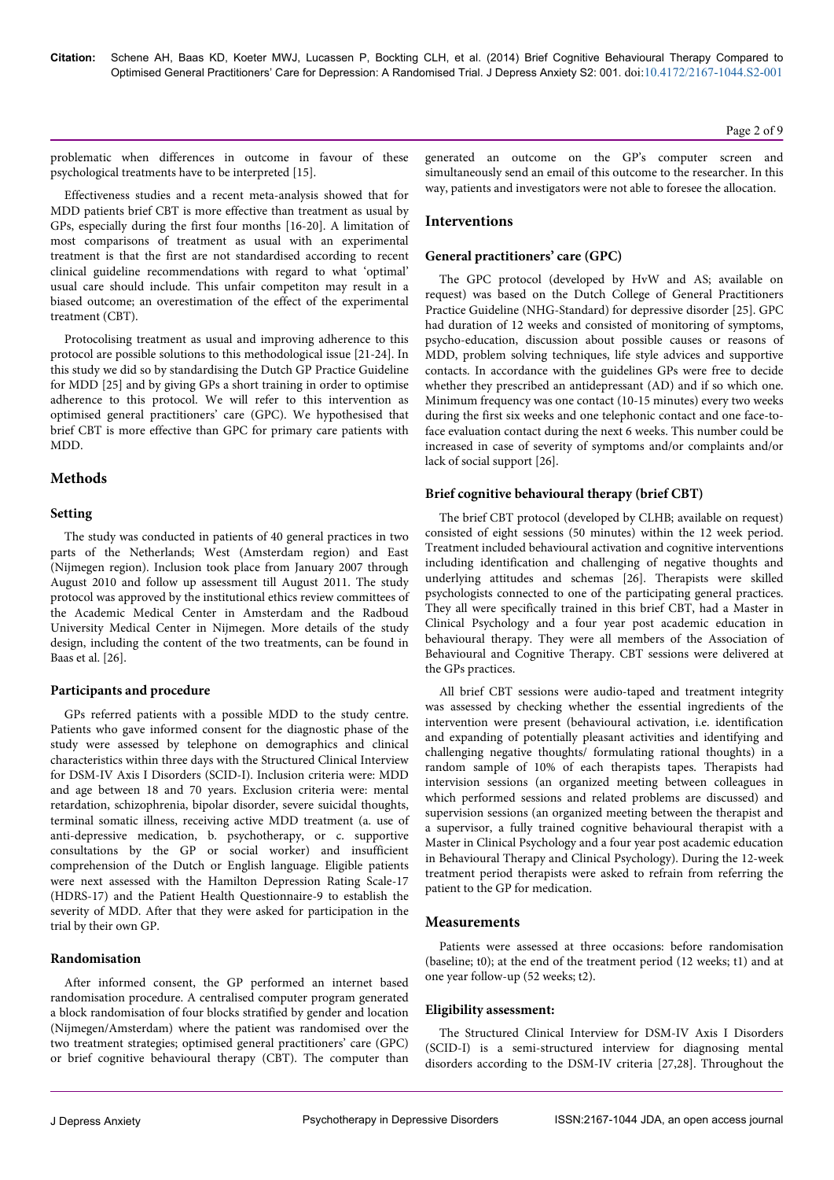problematic when differences in outcome in favour of these psychological treatments have to be interpreted [15].

Effectiveness studies and a recent meta-analysis showed that for MDD patients brief CBT is more effective than treatment as usual by GPs, especially during the first four months [16-20]. A limitation of most comparisons of treatment as usual with an experimental treatment is that the first are not standardised according to recent clinical guideline recommendations with regard to what 'optimal' usual care should include. This unfair competiton may result in a biased outcome; an overestimation of the effect of the experimental treatment (CBT).

Protocolising treatment as usual and improving adherence to this protocol are possible solutions to this methodological issue [21-24]. In this study we did so by standardising the Dutch GP Practice Guideline for MDD [25] and by giving GPs a short training in order to optimise adherence to this protocol. We will refer to this intervention as optimised general practitioners' care (GPC). We hypothesised that brief CBT is more effective than GPC for primary care patients with MDD.

## Methods

### Setting

The study was conducted in patients of 40 general practices in two parts of the Netherlands; West (Amsterdam region) and East (Nijmegen region). Inclusion took place from January 2007 through August 2010 and follow up assessment till August 2011. The study protocol was approved by the institutional ethics review committees of the Academic Medical Center in Amsterdam and the Radboud University Medical Center in Nijmegen. More details of the study design, including the content of the two treatments, can be found in Baas et al. [26].

### Participants and procedure

GPs referred patients with a possible MDD to the study centre. Patients who gave informed consent for the diagnostic phase of the study were assessed by telephone on demographics and clinical characteristics within three days with the Structured Clinical Interview for DSM-IV Axis I Disorders (SCID-I). Inclusion criteria were: MDD and age between 18 and 70 years. Exclusion criteria were: mental retardation, schizophrenia, bipolar disorder, severe suicidal thoughts, terminal somatic illness, receiving active MDD treatment (a. use of anti-depressive medication, b. psychotherapy, or c. supportive consultations by the GP or social worker) and insufficient comprehension of the Dutch or English language. Eligible patients were next assessed with the Hamilton Depression Rating Scale-17 (HDRS-17) and the Patient Health Questionnaire-9 to establish the severity of MDD. After that they were asked for participation in the trial by their own GP.

### Randomisation

After informed consent, the GP performed an internet based randomisation procedure. A centralised computer program generated a block randomisation of four blocks stratified by gender and location (Nijmegen/Amsterdam) where the patient was randomised over the two treatment strategies; optimised general practitioners' care (GPC) or brief cognitive behavioural therapy (CBT). The computer than generated an outcome on the GP's computer screen and simultaneously send an email of this outcome to the researcher. In this way, patients and investigators were not able to foresee the allocation.

## Interventions

### General practitioners' care (GPC)

The GPC protocol (developed by HvW and AS; available on request) was based on the Dutch College of General Practitioners Practice Guideline (NHG-Standard) for depressive disorder [25]. GPC had duration of 12 weeks and consisted of monitoring of symptoms, psycho-education, discussion about possible causes or reasons of MDD, problem solving techniques, life style advices and supportive contacts. In accordance with the guidelines GPs were free to decide whether they prescribed an antidepressant (AD) and if so which one. Minimum frequency was one contact (10-15 minutes) every two weeks during the first six weeks and one telephonic contact and one face-to-face evaluation contact during the next 6 weeks. This number could be increased in case of severity of symptoms and/or complaints and/or lack of social support [26].

### Brief cognitive behavioural therapy (brief CBT)

The brief CBT protocol (developed by CLHB; available on request) consisted of eight sessions (50 minutes) within the 12 week period. Treatment included behavioural activation and cognitive interventions including identification and challenging of negative thoughts and underlying attitudes and schemas [26]. Therapists were skilled psychologists connected to one of the participating general practices. They all were specifically trained in this brief CBT, had a Master in Clinical Psychology and a four year post academic education in behavioural therapy. They were all members of the Association of Behavioural and Cognitive Therapy. CBT sessions were delivered at the GPs practices.

All brief CBT sessions were audio-taped and treatment integrity was assessed by checking whether the essential ingredients of the intervention were present (behavioural activation, i.e. identification and expanding of potentially pleasant activities and identifying and challenging negative thoughts/ formulating rational thoughts) in a random sample of 10% of each therapists tapes. Therapists had intervision sessions (an organized meeting between colleagues in which performed sessions and related problems are discussed) and supervision sessions (an organized meeting between the therapist and a supervisor, a fully trained cognitive behavioural therapist with a Master in Clinical Psychology and a four year post academic education in Behavioural Therapy and Clinical Psychology). During the 12-week treatment period therapists were asked to refrain from referring the patient to the GP for medication.

## Measurements

Patients were assessed at three occasions: before randomisation (baseline; t0); at the end of the treatment period (12 weeks; t1) and at one year follow-up (52 weeks; t2).

### Eligibility assessment:

The Structured Clinical Interview for DSM-IV Axis I Disorders (SCID-I) is a semi-structured interview for diagnosing mental disorders according to the DSM-IV criteria [27,28]. Throughout the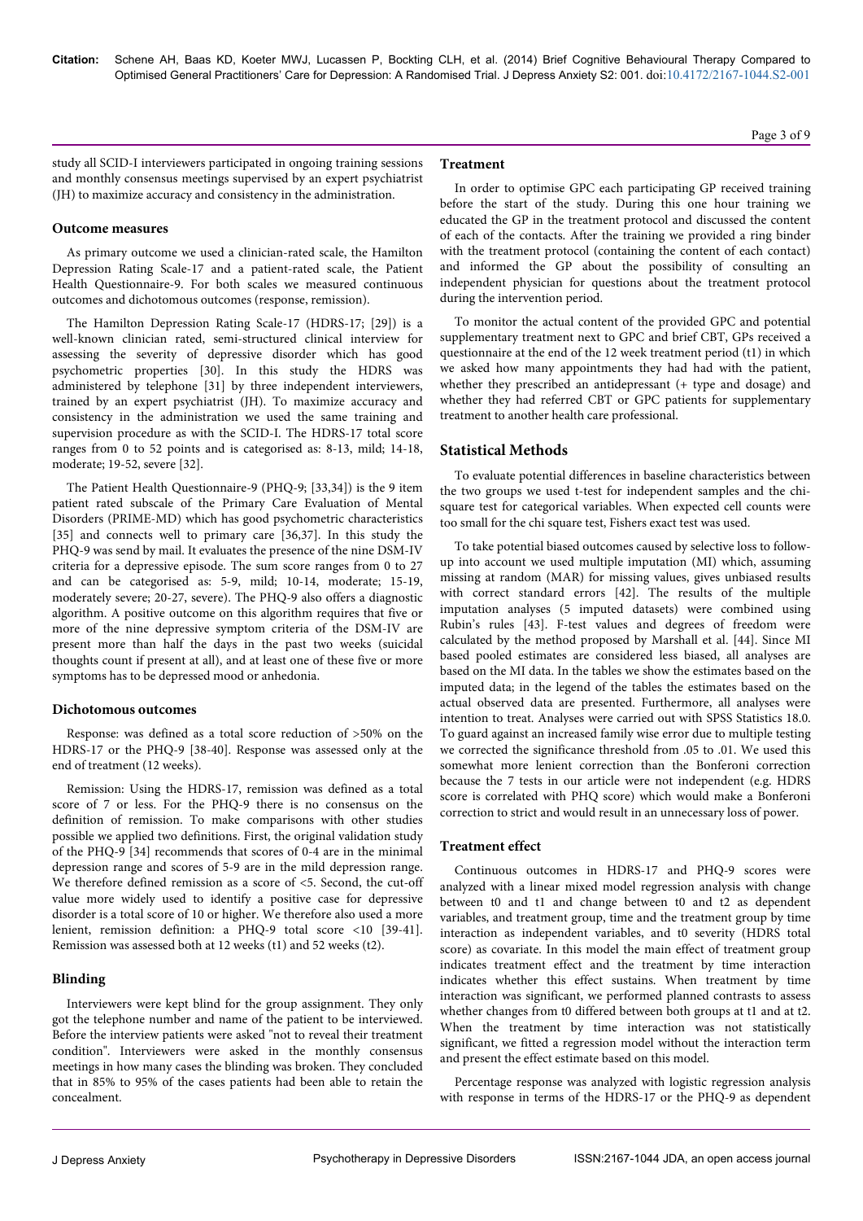study all SCID-I interviewers participated in ongoing training sessions and monthly consensus meetings supervised by an expert psychiatrist (JH) to maximize accuracy and consistency in the administration.

### Outcome measures

As primary outcome we used a clinician-rated scale, the Hamilton Depression Rating Scale-17 and a patient-rated scale, the Patient Health Questionnaire-9. For both scales we measured continuous outcomes and dichotomous outcomes (response, remission).

The Hamilton Depression Rating Scale-17 (HDRS-17; [29]) is a well-known clinician rated, semi-structured clinical interview for assessing the severity of depressive disorder which has good psychometric properties [30]. In this study the HDRS was administered by telephone [31] by three independent interviewers, trained by an expert psychiatrist (JH). To maximize accuracy and consistency in the administration we used the same training and supervision procedure as with the SCID-I. The HDRS-17 total score ranges from 0 to 52 points and is categorised as: 8-13, mild; 14-18, moderate; 19-52, severe [32].

The Patient Health Questionnaire-9 (PHQ-9; [33,34]) is the 9 item patient rated subscale of the Primary Care Evaluation of Mental Disorders (PRIME-MD) which has good psychometric characteristics [35] and connects well to primary care [36,37]. In this study the PHQ-9 was send by mail. It evaluates the presence of the nine DSM-IV criteria for a depressive episode. The sum score ranges from 0 to 27 and can be categorised as: 5-9, mild; 10-14, moderate; 15-19, moderately severe; 20-27, severe). The PHQ-9 also offers a diagnostic algorithm. A positive outcome on this algorithm requires that five or more of the nine depressive symptom criteria of the DSM-IV are present more than half the days in the past two weeks (suicidal thoughts count if present at all), and at least one of these five or more symptoms has to be depressed mood or anhedonia.

### Dichotomous outcomes

Response: was defined as a total score reduction of >50% on the HDRS-17 or the PHQ-9 [38-40]. Response was assessed only at the end of treatment (12 weeks).

Remission: Using the HDRS-17, remission was defined as a total score of 7 or less. For the PHQ-9 there is no consensus on the definition of remission. To make comparisons with other studies possible we applied two definitions. First, the original validation study of the PHQ-9 [34] recommends that scores of 0-4 are in the minimal depression range and scores of 5-9 are in the mild depression range. We therefore defined remission as a score of <5. Second, the cut-off value more widely used to identify a positive case for depressive disorder is a total score of 10 or higher. We therefore also used a more lenient, remission definition: a PHQ-9 total score <10 [39-41]. Remission was assessed both at 12 weeks (t1) and 52 weeks (t2).

### Blinding

Interviewers were kept blind for the group assignment. They only got the telephone number and name of the patient to be interviewed. Before the interview patients were asked "not to reveal their treatment condition". Interviewers were asked in the monthly consensus meetings in how many cases the blinding was broken. They concluded that in 85% to 95% of the cases patients had been able to retain the concealment.

### Treatment

In order to optimise GPC each participating GP received training before the start of the study. During this one hour training we educated the GP in the treatment protocol and discussed the content of each of the contacts. After the training we provided a ring binder with the treatment protocol (containing the content of each contact) and informed the GP about the possibility of consulting an independent physician for questions about the treatment protocol during the intervention period.

To monitor the actual content of the provided GPC and potential supplementary treatment next to GPC and brief CBT, GPs received a questionnaire at the end of the 12 week treatment period (t1) in which we asked how many appointments they had had with the patient, whether they prescribed an antidepressant (+ type and dosage) and whether they had referred CBT or GPC patients for supplementary treatment to another health care professional.

## Statistical Methods

To evaluate potential differences in baseline characteristics between the two groups we used t-test for independent samples and the chi-square test for categorical variables. When expected cell counts were too small for the chi square test, Fishers exact test was used.

To take potential biased outcomes caused by selective loss to follow-up into account we used multiple imputation (MI) which, assuming missing at random (MAR) for missing values, gives unbiased results with correct standard errors [42]. The results of the multiple imputation analyses (5 imputed datasets) were combined using Rubin's rules [43]. F-test values and degrees of freedom were calculated by the method proposed by Marshall et al. [44]. Since MI based pooled estimates are considered less biased, all analyses are based on the MI data. In the tables we show the estimates based on the imputed data; in the legend of the tables the estimates based on the actual observed data are presented. Furthermore, all analyses were intention to treat. Analyses were carried out with SPSS Statistics 18.0. To guard against an increased family wise error due to multiple testing we corrected the significance threshold from .05 to .01. We used this somewhat more lenient correction than the Bonferoni correction because the 7 tests in our article were not independent (e.g. HDRS score is correlated with PHQ score) which would make a Bonferoni correction to strict and would result in an unnecessary loss of power.

### Treatment effect

Continuous outcomes in HDRS-17 and PHQ-9 scores were analyzed with a linear mixed model regression analysis with change between t0 and t1 and change between t0 and t2 as dependent variables, and treatment group, time and the treatment group by time interaction as independent variables, and t0 severity (HDRS total score) as covariate. In this model the main effect of treatment group indicates treatment effect and the treatment by time interaction indicates whether this effect sustains. When treatment by time interaction was significant, we performed planned contrasts to assess whether changes from t0 differed between both groups at t1 and at t2. When the treatment by time interaction was not statistically significant, we fitted a regression model without the interaction term and present the effect estimate based on this model.

Percentage response was analyzed with logistic regression analysis with response in terms of the HDRS-17 or the PHQ-9 as dependent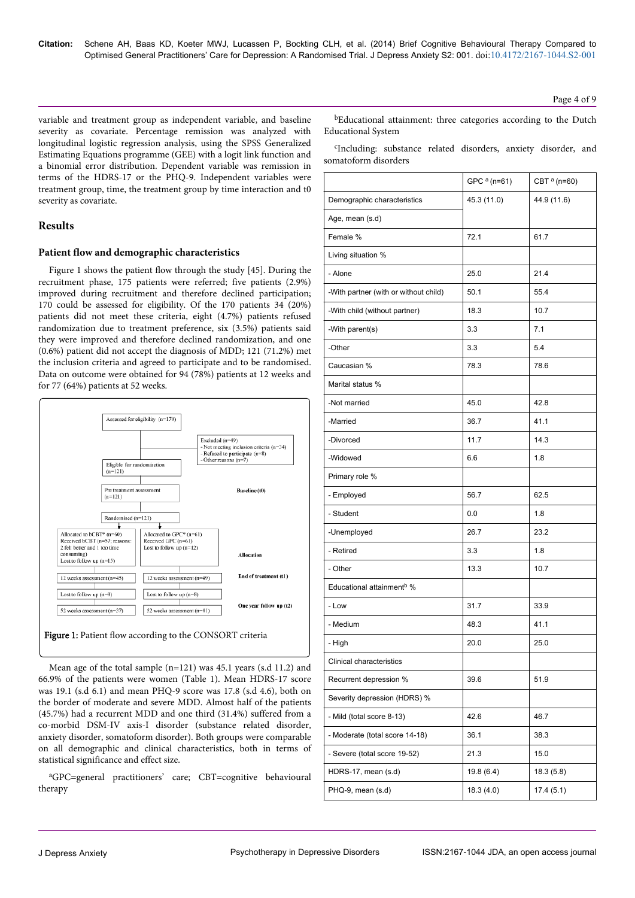variable and treatment group as independent variable, and baseline severity as covariate. Percentage remission was analyzed with longitudinal logistic regression analysis, using the SPSS Generalized Estimating Equations programme (GEE) with a logit link function and a binomial error distribution. Dependent variable was remission in terms of the HDRS-17 or the PHQ-9. Independent variables were treatment group, time, the treatment group by time interaction and t0 severity as covariate.

## Results

### Patient flow and demographic characteristics

Figure 1 shows the patient flow through the study [45]. During the recruitment phase, 175 patients were referred; five patients (2.9%) improved during recruitment and therefore declined participation; 170 could be assessed for eligibility. Of the 170 patients 34 (20%) patients did not meet these criteria, eight (4.7%) patients refused randomization due to treatment preference, six (3.5%) patients said they were improved and therefore declined randomization, and one (0.6%) patient did not accept the diagnosis of MDD; 121 (71.2%) met the inclusion criteria and agreed to participate and to be randomised. Data on outcome were obtained for 94 (78%) patients at 12 weeks and for 77 (64%) patients at 52 weeks.

Assessed for eligibility (n=170)

Excluded (n=49)
- Not meeting inclusion criteria (n=34)
- Refused to participate (n=8)
- Other reasons (n=7)

Eligible for randomisation (n=121)

Pre treatment assessment (n=121) — Baseline (t0)

Randomised (n=121)

Allocated to bCBT* (n=60) Received bCBT (n=57; reasons: 2 felt better and 1 too time consuming) Lost to follow up (n=15)

Allocated to GPC* (n=61) Received GPC (n=61) Lost to follow up (n=12)

Allocation

12 weeks assessment (n=45) | 12 weeks assessment (n=49) — End of treatment (t1)

Lost to follow up (n=8) | Lost to follow up (n=8)

52 weeks assessment (n=37) | 52 weeks assessment (n=41) — One year follow up (t2)

**Figure 1:** Patient flow according to the CONSORT criteria

Mean age of the total sample (n=121) was 45.1 years (s.d 11.2) and 66.9% of the patients were women (Table 1). Mean HDRS-17 score was 19.1 (s.d 6.1) and mean PHQ-9 score was 17.8 (s.d 4.6), both on the border of moderate and severe MDD. Almost half of the patients (45.7%) had a recurrent MDD and one third (31.4%) suffered from a co-morbid DSM-IV axis-I disorder (substance related disorder, anxiety disorder, somatoform disorder). Both groups were comparable on all demographic and clinical characteristics, both in terms of statistical significance and effect size.

[a]GPC=general practitioners' care; CBT=cognitive behavioural therapy

[b]Educational attainment: three categories according to the Dutch Educational System

[c]Including: substance related disorders, anxiety disorder, and somatoform disorders

| | GPC [a] (n=61) | CBT [a] (n=60) |
|---|---|---|
| Demographic characteristics | 45.3 (11.0) | 44.9 (11.6) |
| Age, mean (s.d) | | |
| Female % | 72.1 | 61.7 |
| Living situation % | | |
| - Alone | 25.0 | 21.4 |
| -With partner (with or without child) | 50.1 | 55.4 |
| -With child (without partner) | 18.3 | 10.7 |
| -With parent(s) | 3.3 | 7.1 |
| -Other | 3.3 | 5.4 |
| Caucasian % | 78.3 | 78.6 |
| Marital status % | | |
| -Not married | 45.0 | 42.8 |
| -Married | 36.7 | 41.1 |
| -Divorced | 11.7 | 14.3 |
| -Widowed | 6.6 | 1.8 |
| Primary role % | | |
| - Employed | 56.7 | 62.5 |
| - Student | 0.0 | 1.8 |
| -Unemployed | 26.7 | 23.2 |
| - Retired | 3.3 | 1.8 |
| - Other | 13.3 | 10.7 |
| Educational attainment[b] % | | |
| - Low | 31.7 | 33.9 |
| - Medium | 48.3 | 41.1 |
| - High | 20.0 | 25.0 |
| Clinical characteristics | | |
| Recurrent depression % | 39.6 | 51.9 |
| Severity depression (HDRS) % | | |
| - Mild (total score 8-13) | 42.6 | 46.7 |
| - Moderate (total score 14-18) | 36.1 | 38.3 |
| - Severe (total score 19-52) | 21.3 | 15.0 |
| HDRS-17, mean (s.d) | 19.8 (6.4) | 18.3 (5.8) |
| PHQ-9, mean (s.d) | 18.3 (4.0) | 17.4 (5.1) |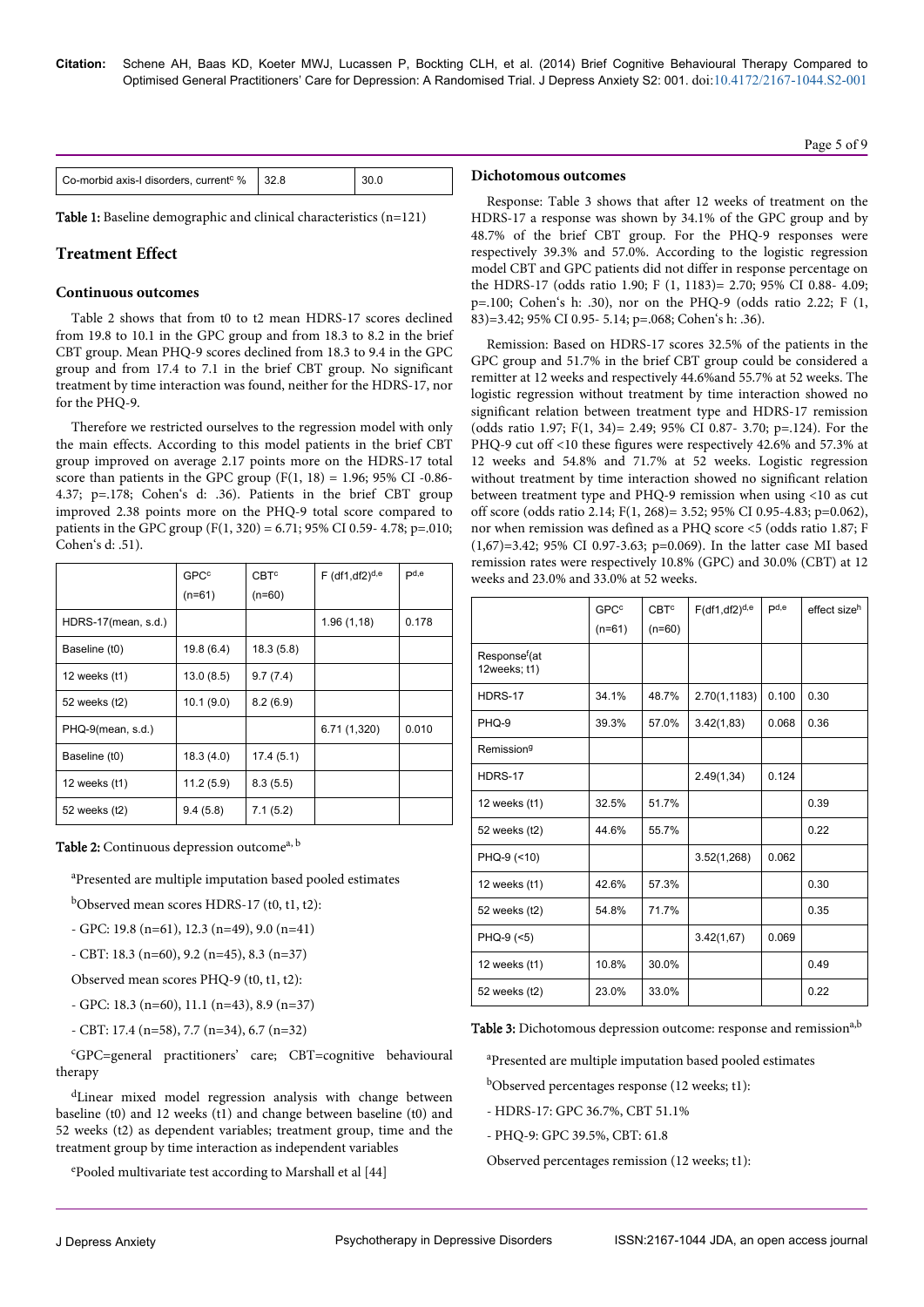| Co-morbid axis-I disorders, current[c] % | 32.8 | 30.0 |
|---|---|---|

Table 1: Baseline demographic and clinical characteristics (n=121)

## Treatment Effect

### Continuous outcomes

Table 2 shows that from t0 to t2 mean HDRS-17 scores declined from 19.8 to 10.1 in the GPC group and from 18.3 to 8.2 in the brief CBT group. Mean PHQ-9 scores declined from 18.3 to 9.4 in the GPC group and from 17.4 to 7.1 in the brief CBT group. No significant treatment by time interaction was found, neither for the HDRS-17, nor for the PHQ-9.

Therefore we restricted ourselves to the regression model with only the main effects. According to this model patients in the brief CBT group improved on average 2.17 points more on the HDRS-17 total score than patients in the GPC group (F(1, 18) = 1.96; 95% CI -0.86-4.37; p=.178; Cohen's d: .36). Patients in the brief CBT group improved 2.38 points more on the PHQ-9 total score compared to patients in the GPC group (F(1, 320) = 6.71; 95% CI 0.59- 4.78; p=.010; Cohen's d: .51).

| | GPC[c] (n=61) | CBT[c] (n=60) | F (df1,df2)[d,e] | P[d,e] |
|---|---|---|---|---|
| HDRS-17(mean, s.d.) | | | 1.96 (1,18) | 0.178 |
| Baseline (t0) | 19.8 (6.4) | 18.3 (5.8) | | |
| 12 weeks (t1) | 13.0 (8.5) | 9.7 (7.4) | | |
| 52 weeks (t2) | 10.1 (9.0) | 8.2 (6.9) | | |
| PHQ-9(mean, s.d.) | | | 6.71 (1,320) | 0.010 |
| Baseline (t0) | 18.3 (4.0) | 17.4 (5.1) | | |
| 12 weeks (t1) | 11.2 (5.9) | 8.3 (5.5) | | |
| 52 weeks (t2) | 9.4 (5.8) | 7.1 (5.2) | | |

Table 2: Continuous depression outcome[a, b]

[a]Presented are multiple imputation based pooled estimates

[b]Observed mean scores HDRS-17 (t0, t1, t2):

- GPC: 19.8 (n=61), 12.3 (n=49), 9.0 (n=41)
- CBT: 18.3 (n=60), 9.2 (n=45), 8.3 (n=37)

Observed mean scores PHQ-9 (t0, t1, t2):

- GPC: 18.3 (n=60), 11.1 (n=43), 8.9 (n=37)
- CBT: 17.4 (n=58), 7.7 (n=34), 6.7 (n=32)

[c]GPC=general practitioners' care; CBT=cognitive behavioural therapy

[d]Linear mixed model regression analysis with change between baseline (t0) and 12 weeks (t1) and change between baseline (t0) and 52 weeks (t2) as dependent variables; treatment group, time and the treatment group by time interaction as independent variables

[e]Pooled multivariate test according to Marshall et al [44]

### Dichotomous outcomes

Response: Table 3 shows that after 12 weeks of treatment on the HDRS-17 a response was shown by 34.1% of the GPC group and by 48.7% of the brief CBT group. For the PHQ-9 responses were respectively 39.3% and 57.0%. According to the logistic regression model CBT and GPC patients did not differ in response percentage on the HDRS-17 (odds ratio 1.90; F (1, 1183)= 2.70; 95% CI 0.88- 4.09; p=.100; Cohen's h: .30), nor on the PHQ-9 (odds ratio 2.22; F (1, 83)=3.42; 95% CI 0.95- 5.14; p=.068; Cohen's h: .36).

Remission: Based on HDRS-17 scores 32.5% of the patients in the GPC group and 51.7% in the brief CBT group could be considered a remitter at 12 weeks and respectively 44.6%and 55.7% at 52 weeks. The logistic regression without treatment by time interaction showed no significant relation between treatment type and HDRS-17 remission (odds ratio 1.97; F(1, 34)= 2.49; 95% CI 0.87- 3.70; p=.124). For the PHQ-9 cut off <10 these figures were respectively 42.6% and 57.3% at 12 weeks and 54.8% and 71.7% at 52 weeks. Logistic regression without treatment by time interaction showed no significant relation between treatment type and PHQ-9 remission when using <10 as cut off score (odds ratio 2.14; F(1, 268)= 3.52; 95% CI 0.95-4.83; p=0.062), nor when remission was defined as a PHQ score <5 (odds ratio 1.87; F (1,67)=3.42; 95% CI 0.97-3.63; p=0.069). In the latter case MI based remission rates were respectively 10.8% (GPC) and 30.0% (CBT) at 12 weeks and 23.0% and 33.0% at 52 weeks.

| | GPC[c] (n=61) | CBT[c] (n=60) | F(df1,df2)[d,e] | P[d,e] | effect size[h] |
|---|---|---|---|---|---|
| Response[f](at 12weeks; t1) | | | | | |
| HDRS-17 | 34.1% | 48.7% | 2.70(1,1183) | 0.100 | 0.30 |
| PHQ-9 | 39.3% | 57.0% | 3.42(1,83) | 0.068 | 0.36 |
| Remission[g] | | | | | |
| HDRS-17 | | | 2.49(1,34) | 0.124 | |
| 12 weeks (t1) | 32.5% | 51.7% | | | 0.39 |
| 52 weeks (t2) | 44.6% | 55.7% | | | 0.22 |
| PHQ-9 (<10) | | | 3.52(1,268) | 0.062 | |
| 12 weeks (t1) | 42.6% | 57.3% | | | 0.30 |
| 52 weeks (t2) | 54.8% | 71.7% | | | 0.35 |
| PHQ-9 (<5) | | | 3.42(1,67) | 0.069 | |
| 12 weeks (t1) | 10.8% | 30.0% | | | 0.49 |
| 52 weeks (t2) | 23.0% | 33.0% | | | 0.22 |

Table 3: Dichotomous depression outcome: response and remission[a,b]

[a]Presented are multiple imputation based pooled estimates

[b]Observed percentages response (12 weeks; t1):

- HDRS-17: GPC 36.7%, CBT 51.1%
- PHQ-9: GPC 39.5%, CBT: 61.8

Observed percentages remission (12 weeks; t1):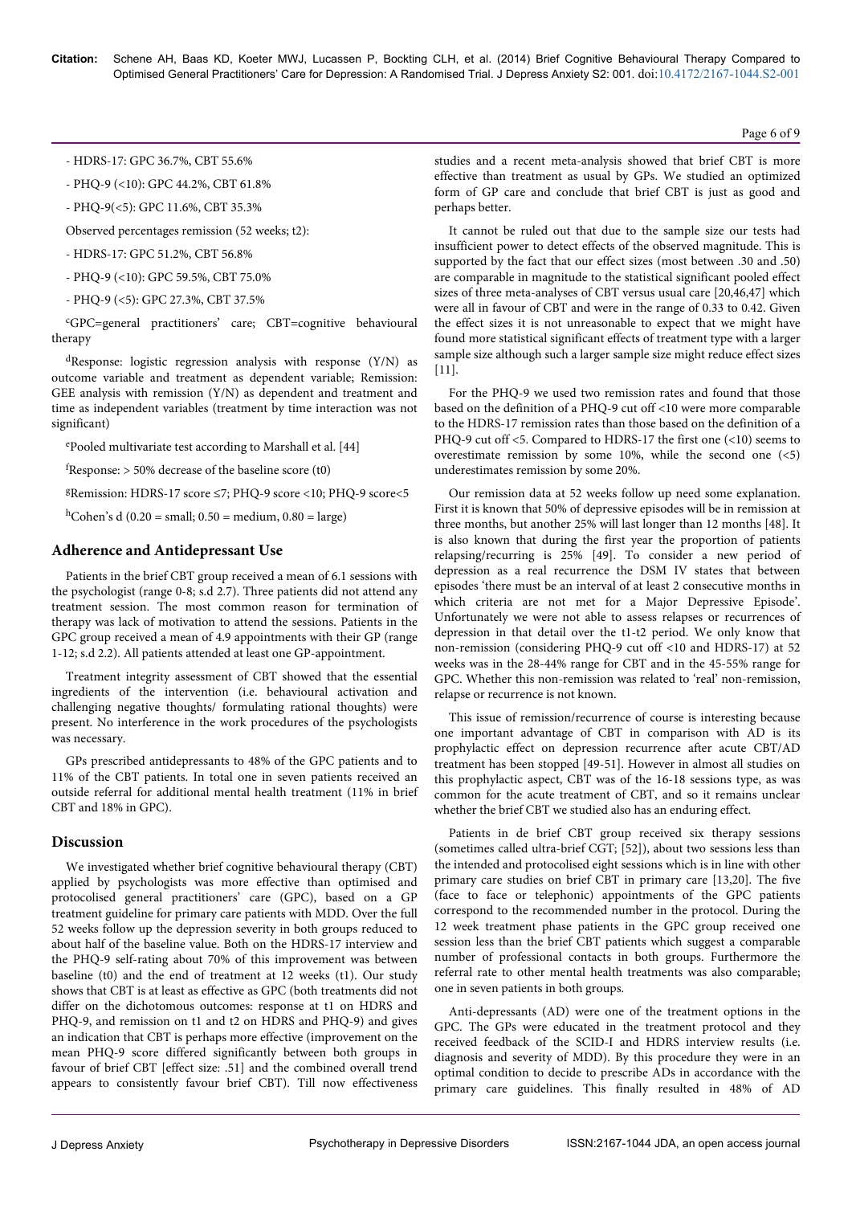- HDRS-17: GPC 36.7%, CBT 55.6%

- PHQ-9 (<10): GPC 44.2%, CBT 61.8%

- PHQ-9(<5): GPC 11.6%, CBT 35.3%

Observed percentages remission (52 weeks; t2):

- HDRS-17: GPC 51.2%, CBT 56.8%

- PHQ-9 (<10): GPC 59.5%, CBT 75.0%

- PHQ-9 (<5): GPC 27.3%, CBT 37.5%

[c]GPC=general practitioners' care; CBT=cognitive behavioural therapy

[d]Response: logistic regression analysis with response (Y/N) as outcome variable and treatment as dependent variable; Remission: GEE analysis with remission (Y/N) as dependent and treatment and time as independent variables (treatment by time interaction was not significant)

[e]Pooled multivariate test according to Marshall et al. [44]

[f]Response: > 50% decrease of the baseline score (t0)

[g]Remission: HDRS-17 score ≤7; PHQ-9 score <10; PHQ-9 score<5

[h]Cohen's d (0.20 = small; 0.50 = medium, 0.80 = large)

## Adherence and Antidepressant Use

Patients in the brief CBT group received a mean of 6.1 sessions with the psychologist (range 0-8; s.d 2.7). Three patients did not attend any treatment session. The most common reason for termination of therapy was lack of motivation to attend the sessions. Patients in the GPC group received a mean of 4.9 appointments with their GP (range 1-12; s.d 2.2). All patients attended at least one GP-appointment.

Treatment integrity assessment of CBT showed that the essential ingredients of the intervention (i.e. behavioural activation and challenging negative thoughts/ formulating rational thoughts) were present. No interference in the work procedures of the psychologists was necessary.

GPs prescribed antidepressants to 48% of the GPC patients and to 11% of the CBT patients. In total one in seven patients received an outside referral for additional mental health treatment (11% in brief CBT and 18% in GPC).

## Discussion

We investigated whether brief cognitive behavioural therapy (CBT) applied by psychologists was more effective than optimised and protocolised general practitioners' care (GPC), based on a GP treatment guideline for primary care patients with MDD. Over the full 52 weeks follow up the depression severity in both groups reduced to about half of the baseline value. Both on the HDRS-17 interview and the PHQ-9 self-rating about 70% of this improvement was between baseline (t0) and the end of treatment at 12 weeks (t1). Our study shows that CBT is at least as effective as GPC (both treatments did not differ on the dichotomous outcomes: response at t1 on HDRS and PHQ-9, and remission on t1 and t2 on HDRS and PHQ-9) and gives an indication that CBT is perhaps more effective (improvement on the mean PHQ-9 score differed significantly between both groups in favour of brief CBT [effect size: .51] and the combined overall trend appears to consistently favour brief CBT). Till now effectiveness studies and a recent meta-analysis showed that brief CBT is more effective than treatment as usual by GPs. We studied an optimized form of GP care and conclude that brief CBT is just as good and perhaps better.

It cannot be ruled out that due to the sample size our tests had insufficient power to detect effects of the observed magnitude. This is supported by the fact that our effect sizes (most between .30 and .50) are comparable in magnitude to the statistical significant pooled effect sizes of three meta-analyses of CBT versus usual care [20,46,47] which were all in favour of CBT and were in the range of 0.33 to 0.42. Given the effect sizes it is not unreasonable to expect that we might have found more statistical significant effects of treatment type with a larger sample size although such a larger sample size might reduce effect sizes [11].

For the PHQ-9 we used two remission rates and found that those based on the definition of a PHQ-9 cut off <10 were more comparable to the HDRS-17 remission rates than those based on the definition of a PHQ-9 cut off <5. Compared to HDRS-17 the first one (<10) seems to overestimate remission by some 10%, while the second one (<5) underestimates remission by some 20%.

Our remission data at 52 weeks follow up need some explanation. First it is known that 50% of depressive episodes will be in remission at three months, but another 25% will last longer than 12 months [48]. It is also known that during the first year the proportion of patients relapsing/recurring is 25% [49]. To consider a new period of depression as a real recurrence the DSM IV states that between episodes 'there must be an interval of at least 2 consecutive months in which criteria are not met for a Major Depressive Episode'. Unfortunately we were not able to assess relapses or recurrences of depression in that detail over the t1-t2 period. We only know that non-remission (considering PHQ-9 cut off <10 and HDRS-17) at 52 weeks was in the 28-44% range for CBT and in the 45-55% range for GPC. Whether this non-remission was related to 'real' non-remission, relapse or recurrence is not known.

This issue of remission/recurrence of course is interesting because one important advantage of CBT in comparison with AD is its prophylactic effect on depression recurrence after acute CBT/AD treatment has been stopped [49-51]. However in almost all studies on this prophylactic aspect, CBT was of the 16-18 sessions type, as was common for the acute treatment of CBT, and so it remains unclear whether the brief CBT we studied also has an enduring effect.

Patients in de brief CBT group received six therapy sessions (sometimes called ultra-brief CGT; [52]), about two sessions less than the intended and protocolised eight sessions which is in line with other primary care studies on brief CBT in primary care [13,20]. The five (face to face or telephonic) appointments of the GPC patients correspond to the recommended number in the protocol. During the 12 week treatment phase patients in the GPC group received one session less than the brief CBT patients which suggest a comparable number of professional contacts in both groups. Furthermore the referral rate to other mental health treatments was also comparable; one in seven patients in both groups.

Anti-depressants (AD) were one of the treatment options in the GPC. The GPs were educated in the treatment protocol and they received feedback of the SCID-I and HDRS interview results (i.e. diagnosis and severity of MDD). By this procedure they were in an optimal condition to decide to prescribe ADs in accordance with the primary care guidelines. This finally resulted in 48% of AD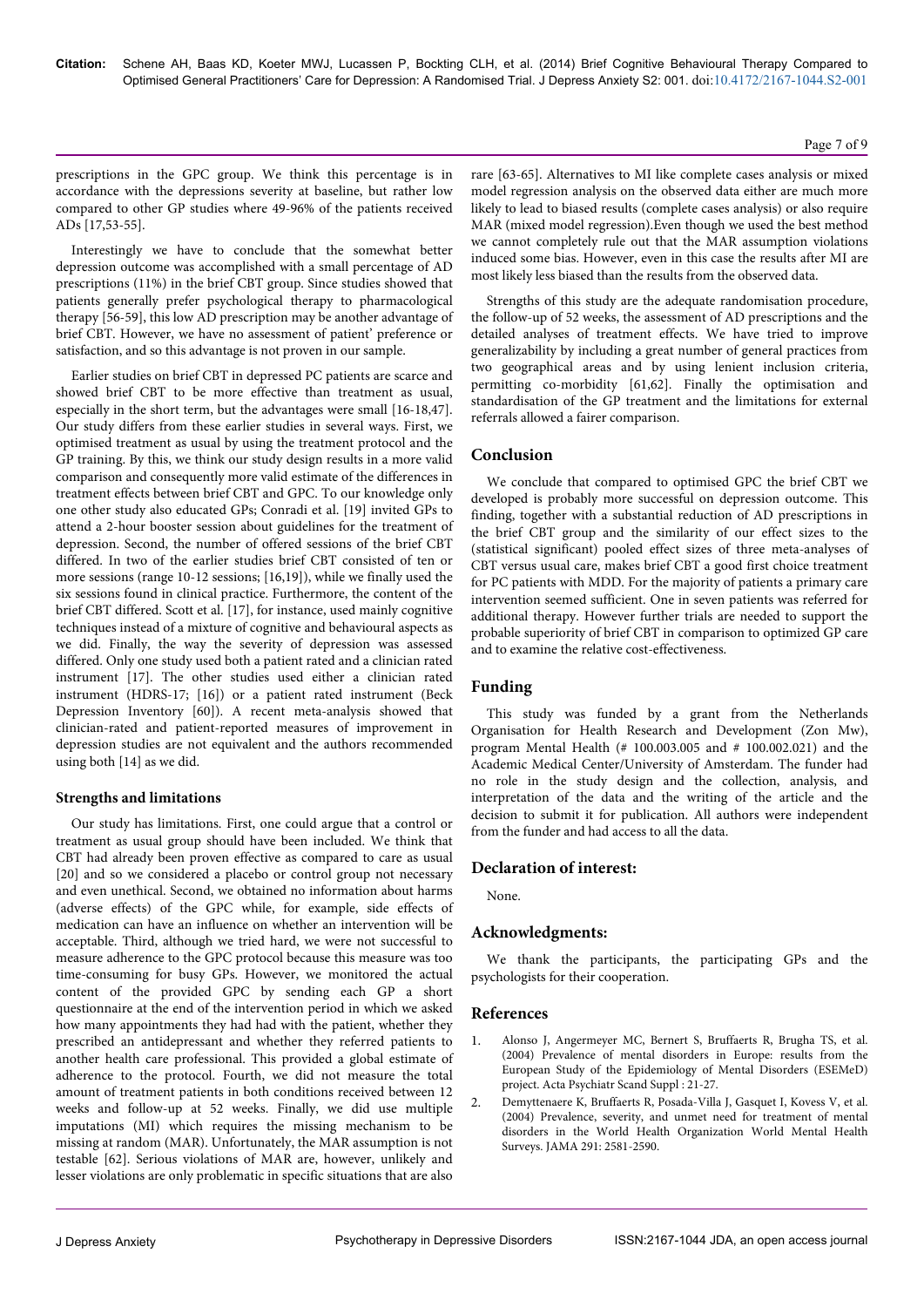prescriptions in the GPC group. We think this percentage is in accordance with the depressions severity at baseline, but rather low compared to other GP studies where 49-96% of the patients received ADs [17,53-55].

Interestingly we have to conclude that the somewhat better depression outcome was accomplished with a small percentage of AD prescriptions (11%) in the brief CBT group. Since studies showed that patients generally prefer psychological therapy to pharmacological therapy [56-59], this low AD prescription may be another advantage of brief CBT. However, we have no assessment of patient' preference or satisfaction, and so this advantage is not proven in our sample.

Earlier studies on brief CBT in depressed PC patients are scarce and showed brief CBT to be more effective than treatment as usual, especially in the short term, but the advantages were small [16-18,47]. Our study differs from these earlier studies in several ways. First, we optimised treatment as usual by using the treatment protocol and the GP training. By this, we think our study design results in a more valid comparison and consequently more valid estimate of the differences in treatment effects between brief CBT and GPC. To our knowledge only one other study also educated GPs; Conradi et al. [19] invited GPs to attend a 2-hour booster session about guidelines for the treatment of depression. Second, the number of offered sessions of the brief CBT differed. In two of the earlier studies brief CBT consisted of ten or more sessions (range 10-12 sessions; [16,19]), while we finally used the six sessions found in clinical practice. Furthermore, the content of the brief CBT differed. Scott et al. [17], for instance, used mainly cognitive techniques instead of a mixture of cognitive and behavioural aspects as we did. Finally, the way the severity of depression was assessed differed. Only one study used both a patient rated and a clinician rated instrument [17]. The other studies used either a clinician rated instrument (HDRS-17; [16]) or a patient rated instrument (Beck Depression Inventory [60]). A recent meta-analysis showed that clinician-rated and patient-reported measures of improvement in depression studies are not equivalent and the authors recommended using both [14] as we did.

### Strengths and limitations

Our study has limitations. First, one could argue that a control or treatment as usual group should have been included. We think that CBT had already been proven effective as compared to care as usual [20] and so we considered a placebo or control group not necessary and even unethical. Second, we obtained no information about harms (adverse effects) of the GPC while, for example, side effects of medication can have an influence on whether an intervention will be acceptable. Third, although we tried hard, we were not successful to measure adherence to the GPC protocol because this measure was too time-consuming for busy GPs. However, we monitored the actual content of the provided GPC by sending each GP a short questionnaire at the end of the intervention period in which we asked how many appointments they had had with the patient, whether they prescribed an antidepressant and whether they referred patients to another health care professional. This provided a global estimate of adherence to the protocol. Fourth, we did not measure the total amount of treatment patients in both conditions received between 12 weeks and follow-up at 52 weeks. Finally, we did use multiple imputations (MI) which requires the missing mechanism to be missing at random (MAR). Unfortunately, the MAR assumption is not testable [62]. Serious violations of MAR are, however, unlikely and lesser violations are only problematic in specific situations that are also rare [63-65]. Alternatives to MI like complete cases analysis or mixed model regression analysis on the observed data either are much more likely to lead to biased results (complete cases analysis) or also require MAR (mixed model regression).Even though we used the best method we cannot completely rule out that the MAR assumption violations induced some bias. However, even in this case the results after MI are most likely less biased than the results from the observed data.

Strengths of this study are the adequate randomisation procedure, the follow-up of 52 weeks, the assessment of AD prescriptions and the detailed analyses of treatment effects. We have tried to improve generalizability by including a great number of general practices from two geographical areas and by using lenient inclusion criteria, permitting co-morbidity [61,62]. Finally the optimisation and standardisation of the GP treatment and the limitations for external referrals allowed a fairer comparison.

## Conclusion

We conclude that compared to optimised GPC the brief CBT we developed is probably more successful on depression outcome. This finding, together with a substantial reduction of AD prescriptions in the brief CBT group and the similarity of our effect sizes to the (statistical significant) pooled effect sizes of three meta-analyses of CBT versus usual care, makes brief CBT a good first choice treatment for PC patients with MDD. For the majority of patients a primary care intervention seemed sufficient. One in seven patients was referred for additional therapy. However further trials are needed to support the probable superiority of brief CBT in comparison to optimized GP care and to examine the relative cost-effectiveness.

## Funding

This study was funded by a grant from the Netherlands Organisation for Health Research and Development (Zon Mw), program Mental Health (# 100.003.005 and # 100.002.021) and the Academic Medical Center/University of Amsterdam. The funder had no role in the study design and the collection, analysis, and interpretation of the data and the writing of the article and the decision to submit it for publication. All authors were independent from the funder and had access to all the data.

## Declaration of interest:

None.

## Acknowledgments:

We thank the participants, the participating GPs and the psychologists for their cooperation.

## References

1. Alonso J, Angermeyer MC, Bernert S, Bruffaerts R, Brugha TS, et al. (2004) Prevalence of mental disorders in Europe: results from the European Study of the Epidemiology of Mental Disorders (ESEMeD) project. Acta Psychiatr Scand Suppl : 21-27.
2. Demyttenaere K, Bruffaerts R, Posada-Villa J, Gasquet I, Kovess V, et al. (2004) Prevalence, severity, and unmet need for treatment of mental disorders in the World Health Organization World Mental Health Surveys. JAMA 291: 2581-2590.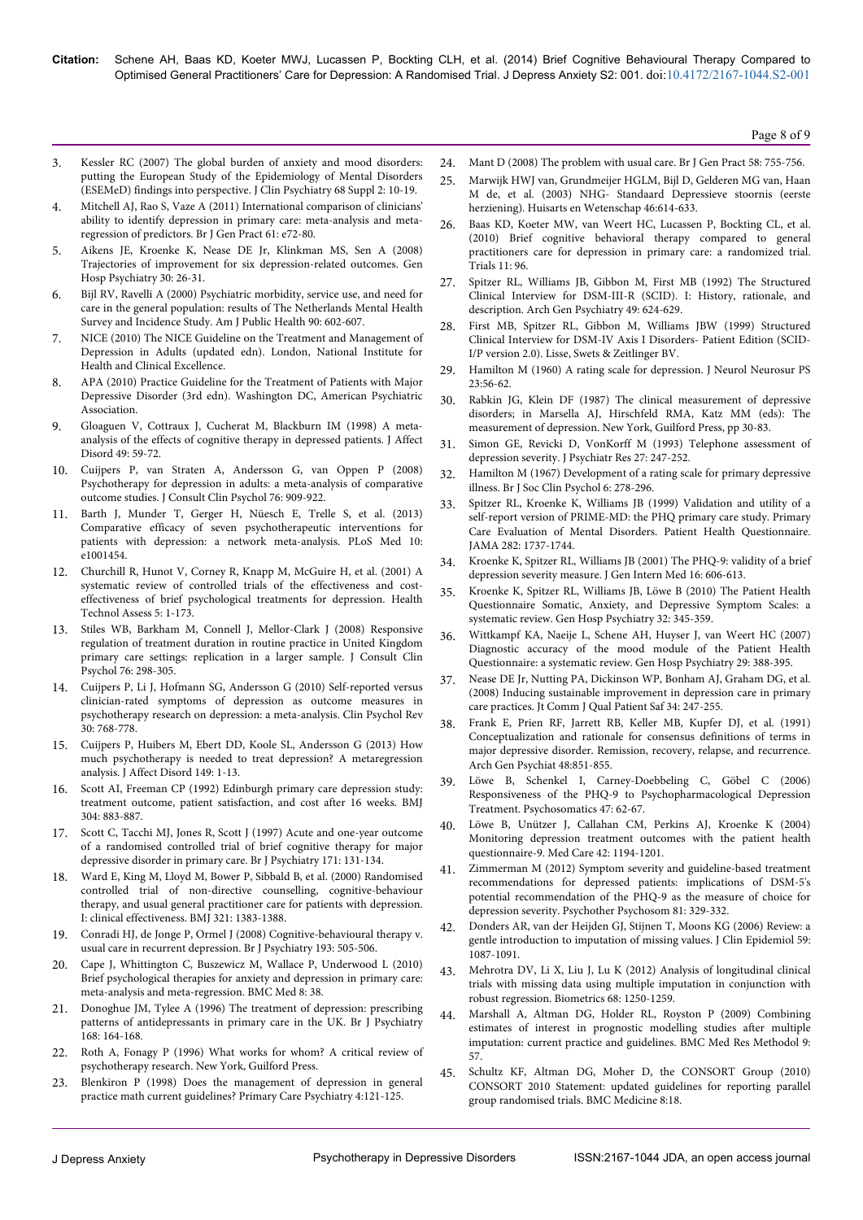3. Kessler RC (2007) The global burden of anxiety and mood disorders: putting the European Study of the Epidemiology of Mental Disorders (ESEMeD) findings into perspective. J Clin Psychiatry 68 Suppl 2: 10-19.
4. Mitchell AJ, Rao S, Vaze A (2011) International comparison of clinicians' ability to identify depression in primary care: meta-analysis and meta-regression of predictors. Br J Gen Pract 61: e72-80.
5. Aikens JE, Kroenke K, Nease DE Jr, Klinkman MS, Sen A (2008) Trajectories of improvement for six depression-related outcomes. Gen Hosp Psychiatry 30: 26-31.
6. Bijl RV, Ravelli A (2000) Psychiatric morbidity, service use, and need for care in the general population: results of The Netherlands Mental Health Survey and Incidence Study. Am J Public Health 90: 602-607.
7. NICE (2010) The NICE Guideline on the Treatment and Management of Depression in Adults (updated edn). London, National Institute for Health and Clinical Excellence.
8. APA (2010) Practice Guideline for the Treatment of Patients with Major Depressive Disorder (3rd edn). Washington DC, American Psychiatric Association.
9. Gloaguen V, Cottraux J, Cucherat M, Blackburn IM (1998) A meta-analysis of the effects of cognitive therapy in depressed patients. J Affect Disord 49: 59-72.
10. Cuijpers P, van Straten A, Andersson G, van Oppen P (2008) Psychotherapy for depression in adults: a meta-analysis of comparative outcome studies. J Consult Clin Psychol 76: 909-922.
11. Barth J, Munder T, Gerger H, Nüesch E, Trelle S, et al. (2013) Comparative efficacy of seven psychotherapeutic interventions for patients with depression: a network meta-analysis. PLoS Med 10: e1001454.
12. Churchill R, Hunot V, Corney R, Knapp M, McGuire H, et al. (2001) A systematic review of controlled trials of the effectiveness and cost-effectiveness of brief psychological treatments for depression. Health Technol Assess 5: 1-173.
13. Stiles WB, Barkham M, Connell J, Mellor-Clark J (2008) Responsive regulation of treatment duration in routine practice in United Kingdom primary care settings: replication in a larger sample. J Consult Clin Psychol 76: 298-305.
14. Cuijpers P, Li J, Hofmann SG, Andersson G (2010) Self-reported versus clinician-rated symptoms of depression as outcome measures in psychotherapy research on depression: a meta-analysis. Clin Psychol Rev 30: 768-778.
15. Cuijpers P, Huibers M, Ebert DD, Koole SL, Andersson G (2013) How much psychotherapy is needed to treat depression? A metaregression analysis. J Affect Disord 149: 1-13.
16. Scott AI, Freeman CP (1992) Edinburgh primary care depression study: treatment outcome, patient satisfaction, and cost after 16 weeks. BMJ 304: 883-887.
17. Scott C, Tacchi MJ, Jones R, Scott J (1997) Acute and one-year outcome of a randomised controlled trial of brief cognitive therapy for major depressive disorder in primary care. Br J Psychiatry 171: 131-134.
18. Ward E, King M, Lloyd M, Bower P, Sibbald B, et al. (2000) Randomised controlled trial of non-directive counselling, cognitive-behaviour therapy, and usual general practitioner care for patients with depression. I: clinical effectiveness. BMJ 321: 1383-1388.
19. Conradi HJ, de Jonge P, Ormel J (2008) Cognitive-behavioural therapy v. usual care in recurrent depression. Br J Psychiatry 193: 505-506.
20. Cape J, Whittington C, Buszewicz M, Wallace P, Underwood L (2010) Brief psychological therapies for anxiety and depression in primary care: meta-analysis and meta-regression. BMC Med 8: 38.
21. Donoghue JM, Tylee A (1996) The treatment of depression: prescribing patterns of antidepressants in primary care in the UK. Br J Psychiatry 168: 164-168.
22. Roth A, Fonagy P (1996) What works for whom? A critical review of psychotherapy research. New York, Guilford Press.
23. Blenkiron P (1998) Does the management of depression in general practice math current guidelines? Primary Care Psychiatry 4:121-125.
24. Mant D (2008) The problem with usual care. Br J Gen Pract 58: 755-756.
25. Marwijk HWJ van, Grundmeijer HGLM, Bijl D, Gelderen MG van, Haan M de, et al. (2003) NHG- Standaard Depressieve stoornis (eerste herziening). Huisarts en Wetenschap 46:614-633.
26. Baas KD, Koeter MW, van Weert HC, Lucassen P, Bockting CL, et al. (2010) Brief cognitive behavioral therapy compared to general practitioners care for depression in primary care: a randomized trial. Trials 11: 96.
27. Spitzer RL, Williams JB, Gibbon M, First MB (1992) The Structured Clinical Interview for DSM-III-R (SCID). I: History, rationale, and description. Arch Gen Psychiatry 49: 624-629.
28. First MB, Spitzer RL, Gibbon M, Williams JBW (1999) Structured Clinical Interview for DSM-IV Axis I Disorders- Patient Edition (SCID-I/P version 2.0). Lisse, Swets & Zeitlinger BV.
29. Hamilton M (1960) A rating scale for depression. J Neurol Neurosur PS 23:56-62.
30. Rabkin JG, Klein DF (1987) The clinical measurement of depressive disorders; in Marsella AJ, Hirschfeld RMA, Katz MM (eds): The measurement of depression. New York, Guilford Press, pp 30-83.
31. Simon GE, Revicki D, VonKorff M (1993) Telephone assessment of depression severity. J Psychiatr Res 27: 247-252.
32. Hamilton M (1967) Development of a rating scale for primary depressive illness. Br J Soc Clin Psychol 6: 278-296.
33. Spitzer RL, Kroenke K, Williams JB (1999) Validation and utility of a self-report version of PRIME-MD: the PHQ primary care study. Primary Care Evaluation of Mental Disorders. Patient Health Questionnaire. JAMA 282: 1737-1744.
34. Kroenke K, Spitzer RL, Williams JB (2001) The PHQ-9: validity of a brief depression severity measure. J Gen Intern Med 16: 606-613.
35. Kroenke K, Spitzer RL, Williams JB, Löwe B (2010) The Patient Health Questionnaire Somatic, Anxiety, and Depressive Symptom Scales: a systematic review. Gen Hosp Psychiatry 32: 345-359.
36. Wittkampf KA, Naeije L, Schene AH, Huyser J, van Weert HC (2007) Diagnostic accuracy of the mood module of the Patient Health Questionnaire: a systematic review. Gen Hosp Psychiatry 29: 388-395.
37. Nease DE Jr, Nutting PA, Dickinson WP, Bonham AJ, Graham DG, et al. (2008) Inducing sustainable improvement in depression care in primary care practices. Jt Comm J Qual Patient Saf 34: 247-255.
38. Frank E, Prien RF, Jarrett RB, Keller MB, Kupfer DJ, et al. (1991) Conceptualization and rationale for consensus definitions of terms in major depressive disorder. Remission, recovery, relapse, and recurrence. Arch Gen Psychiat 48:851-855.
39. Löwe B, Schenkel I, Carney-Doebbeling C, Göbel C (2006) Responsiveness of the PHQ-9 to Psychopharmacological Depression Treatment. Psychosomatics 47: 62-67.
40. Löwe B, Unützer J, Callahan CM, Perkins AJ, Kroenke K (2004) Monitoring depression treatment outcomes with the patient health questionnaire-9. Med Care 42: 1194-1201.
41. Zimmerman M (2012) Symptom severity and guideline-based treatment recommendations for depressed patients: implications of DSM-5's potential recommendation of the PHQ-9 as the measure of choice for depression severity. Psychother Psychosom 81: 329-332.
42. Donders AR, van der Heijden GJ, Stijnen T, Moons KG (2006) Review: a gentle introduction to imputation of missing values. J Clin Epidemiol 59: 1087-1091.
43. Mehrotra DV, Li X, Liu J, Lu K (2012) Analysis of longitudinal clinical trials with missing data using multiple imputation in conjunction with robust regression. Biometrics 68: 1250-1259.
44. Marshall A, Altman DG, Holder RL, Royston P (2009) Combining estimates of interest in prognostic modelling studies after multiple imputation: current practice and guidelines. BMC Med Res Methodol 9: 57.
45. Schultz KF, Altman DG, Moher D, the CONSORT Group (2010) CONSORT 2010 Statement: updated guidelines for reporting parallel group randomised trials. BMC Medicine 8:18.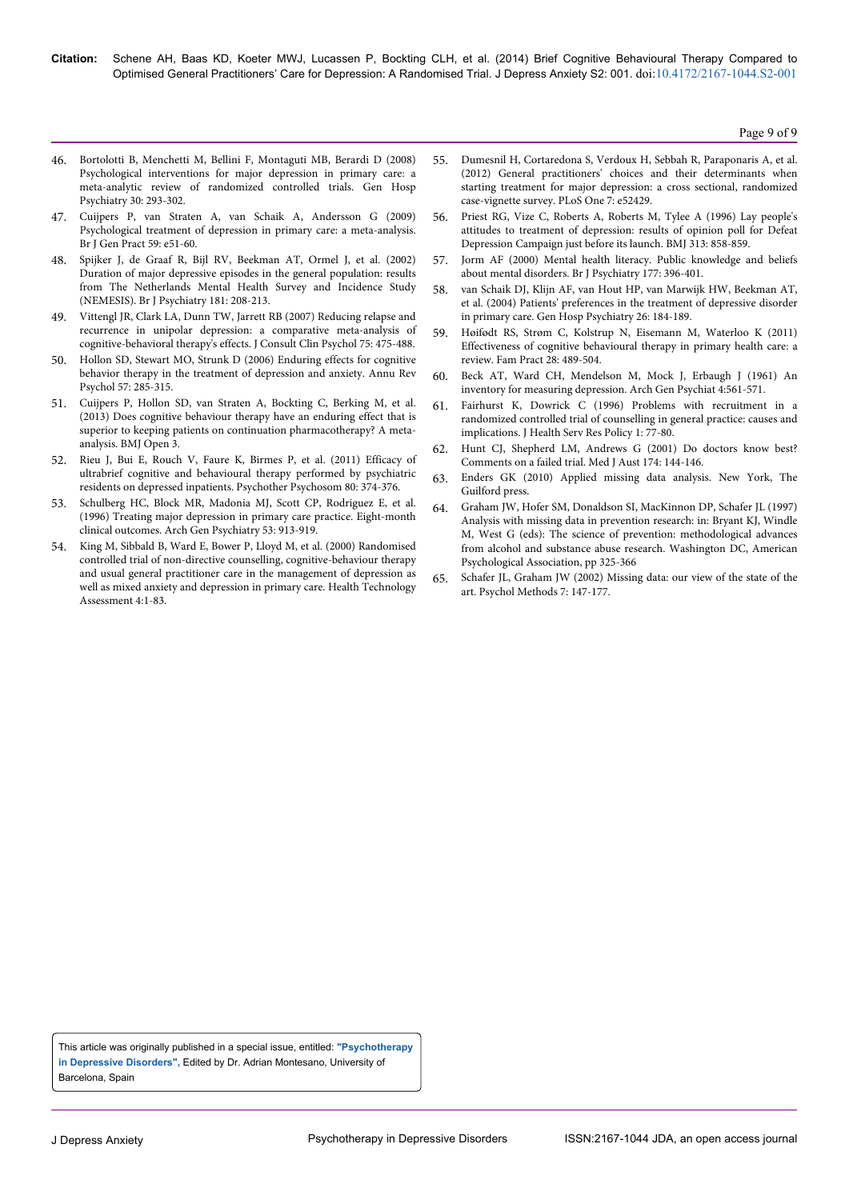46. Bortolotti B, Menchetti M, Bellini F, Montaguti MB, Berardi D (2008) Psychological interventions for major depression in primary care: a meta-analytic review of randomized controlled trials. Gen Hosp Psychiatry 30: 293-302.
47. Cuijpers P, van Straten A, van Schaik A, Andersson G (2009) Psychological treatment of depression in primary care: a meta-analysis. Br J Gen Pract 59: e51-60.
48. Spijker J, de Graaf R, Bijl RV, Beekman AT, Ormel J, et al. (2002) Duration of major depressive episodes in the general population: results from The Netherlands Mental Health Survey and Incidence Study (NEMESIS). Br J Psychiatry 181: 208-213.
49. Vittengl JR, Clark LA, Dunn TW, Jarrett RB (2007) Reducing relapse and recurrence in unipolar depression: a comparative meta-analysis of cognitive-behavioral therapy's effects. J Consult Clin Psychol 75: 475-488.
50. Hollon SD, Stewart MO, Strunk D (2006) Enduring effects for cognitive behavior therapy in the treatment of depression and anxiety. Annu Rev Psychol 57: 285-315.
51. Cuijpers P, Hollon SD, van Straten A, Bockting C, Berking M, et al. (2013) Does cognitive behaviour therapy have an enduring effect that is superior to keeping patients on continuation pharmacotherapy? A meta-analysis. BMJ Open 3.
52. Rieu J, Bui E, Rouch V, Faure K, Birmes P, et al. (2011) Efficacy of ultrabrief cognitive and behavioural therapy performed by psychiatric residents on depressed inpatients. Psychother Psychosom 80: 374-376.
53. Schulberg HC, Block MR, Madonia MJ, Scott CP, Rodriguez E, et al. (1996) Treating major depression in primary care practice. Eight-month clinical outcomes. Arch Gen Psychiatry 53: 913-919.
54. King M, Sibbald B, Ward E, Bower P, Lloyd M, et al. (2000) Randomised controlled trial of non-directive counselling, cognitive-behaviour therapy and usual general practitioner care in the management of depression as well as mixed anxiety and depression in primary care. Health Technology Assessment 4:1-83.
55. Dumesnil H, Cortaredona S, Verdoux H, Sebbah R, Paraponaris A, et al. (2012) General practitioners' choices and their determinants when starting treatment for major depression: a cross sectional, randomized case-vignette survey. PLoS One 7: e52429.
56. Priest RG, Vize C, Roberts A, Roberts M, Tylee A (1996) Lay people's attitudes to treatment of depression: results of opinion poll for Defeat Depression Campaign just before its launch. BMJ 313: 858-859.
57. Jorm AF (2000) Mental health literacy. Public knowledge and beliefs about mental disorders. Br J Psychiatry 177: 396-401.
58. van Schaik DJ, Klijn AF, van Hout HP, van Marwijk HW, Beekman AT, et al. (2004) Patients' preferences in the treatment of depressive disorder in primary care. Gen Hosp Psychiatry 26: 184-189.
59. Høifødt RS, Strøm C, Kolstrup N, Eisemann M, Waterloo K (2011) Effectiveness of cognitive behavioural therapy in primary health care: a review. Fam Pract 28: 489-504.
60. Beck AT, Ward CH, Mendelson M, Mock J, Erbaugh J (1961) An inventory for measuring depression. Arch Gen Psychiat 4:561-571.
61. Fairhurst K, Dowrick C (1996) Problems with recruitment in a randomized controlled trial of counselling in general practice: causes and implications. J Health Serv Res Policy 1: 77-80.
62. Hunt CJ, Shepherd LM, Andrews G (2001) Do doctors know best? Comments on a failed trial. Med J Aust 174: 144-146.
63. Enders GK (2010) Applied missing data analysis. New York, The Guilford press.
64. Graham JW, Hofer SM, Donaldson SI, MacKinnon DP, Schafer JL (1997) Analysis with missing data in prevention research: in: Bryant KJ, Windle M, West G (eds): The science of prevention: methodological advances from alcohol and substance abuse research. Washington DC, American Psychological Association, pp 325-366
65. Schafer JL, Graham JW (2002) Missing data: our view of the state of the art. Psychol Methods 7: 147-177.

This article was originally published in a special issue, entitled: **"Psychotherapy in Depressive Disorders"**, Edited by Dr. Adrian Montesano, University of Barcelona, Spain